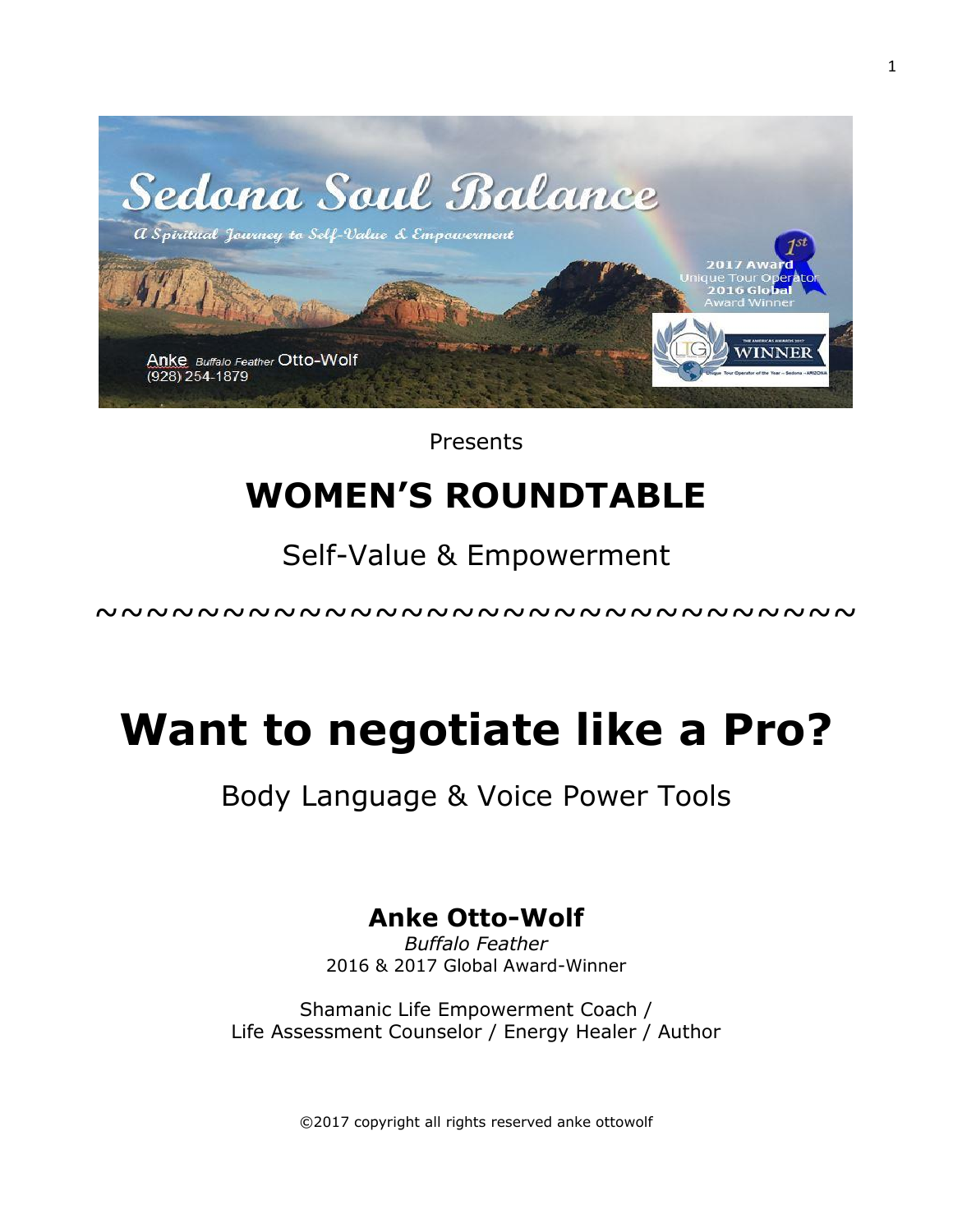Sedona Soul Balance

*A Spiritual Journey to Self-Value & Empowerment*

Anke *Buffalo Feather* Otto-Wolf
(928) 254-1879

2017 Award Unique Tour Operator
2016 Global Award Winner

WINNER

Presents

# WOMEN'S ROUNDTABLE

Self-Value & Empowerment

~~~~~~~~~~~~~~~~~~~~~~~~~~~~~~~~~~~~

# Want to negotiate like a Pro?

## Body Language & Voice Power Tools

**Anke Otto-Wolf**
*Buffalo Feather*
2016 & 2017 Global Award-Winner

Shamanic Life Empowerment Coach /
Life Assessment Counselor / Energy Healer / Author

©2017 copyright all rights reserved anke ottowolf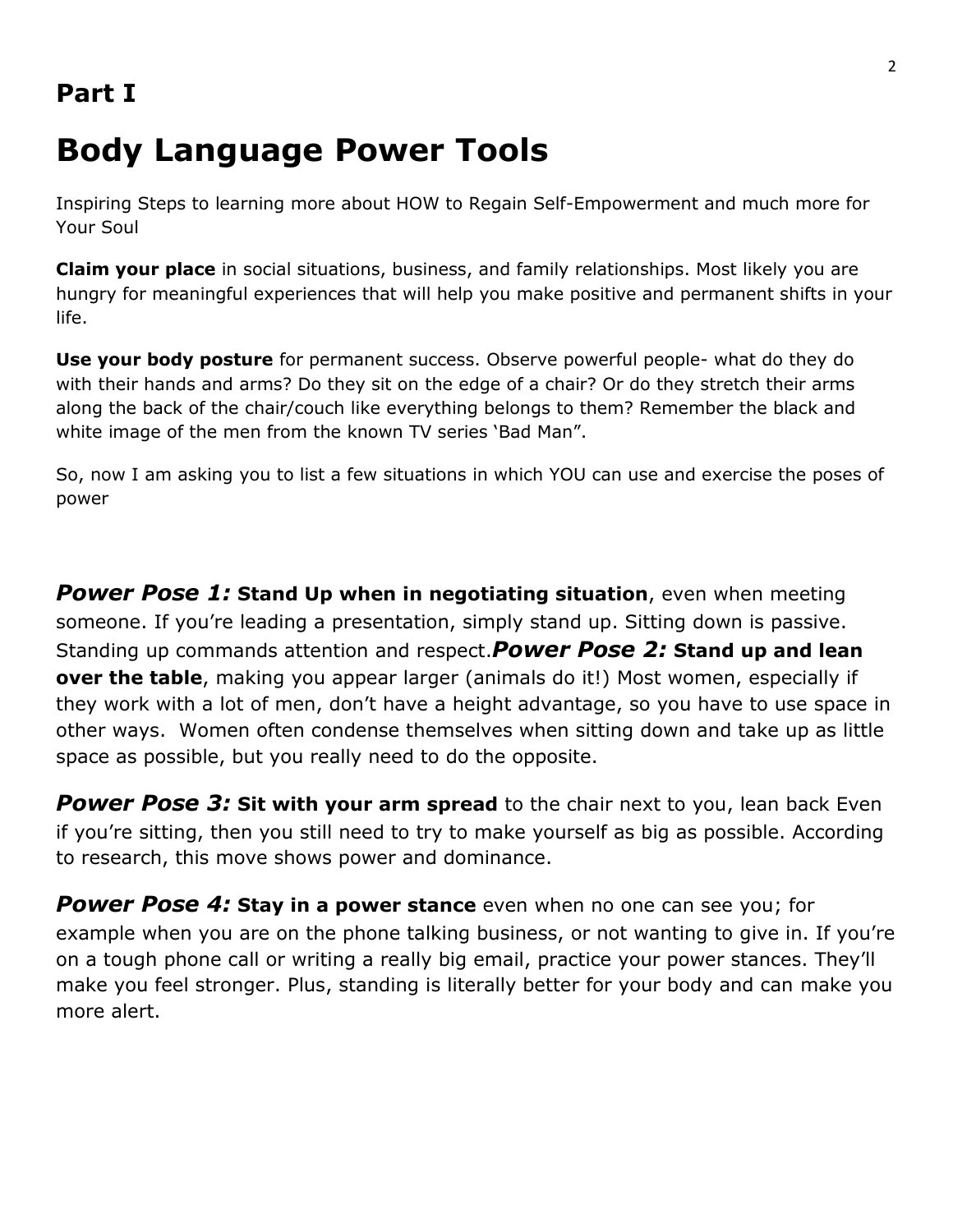## Part I

# Body Language Power Tools

Inspiring Steps to learning more about HOW to Regain Self-Empowerment and much more for Your Soul

**Claim your place** in social situations, business, and family relationships. Most likely you are hungry for meaningful experiences that will help you make positive and permanent shifts in your life.

**Use your body posture** for permanent success. Observe powerful people- what do they do with their hands and arms? Do they sit on the edge of a chair? Or do they stretch their arms along the back of the chair/couch like everything belongs to them? Remember the black and white image of the men from the known TV series 'Bad Man".

So, now I am asking you to list a few situations in which YOU can use and exercise the poses of power

***Power Pose 1:*** **Stand Up when in negotiating situation**, even when meeting someone. If you're leading a presentation, simply stand up. Sitting down is passive. Standing up commands attention and respect.***Power Pose 2:*** **Stand up and lean over the table**, making you appear larger (animals do it!) Most women, especially if they work with a lot of men, don't have a height advantage, so you have to use space in other ways. Women often condense themselves when sitting down and take up as little space as possible, but you really need to do the opposite.

***Power Pose 3:*** **Sit with your arm spread** to the chair next to you, lean back Even if you're sitting, then you still need to try to make yourself as big as possible. According to research, this move shows power and dominance.

***Power Pose 4:*** **Stay in a power stance** even when no one can see you; for example when you are on the phone talking business, or not wanting to give in. If you're on a tough phone call or writing a really big email, practice your power stances. They'll make you feel stronger. Plus, standing is literally better for your body and can make you more alert.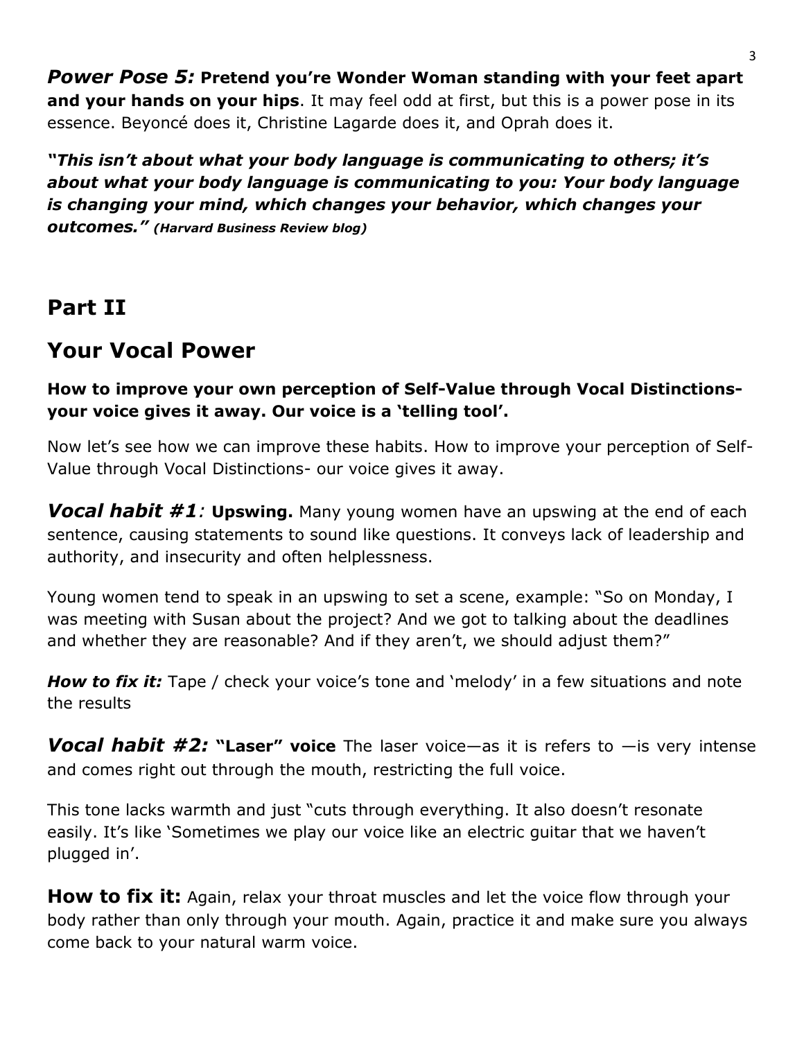***Power Pose 5:*** **Pretend you're Wonder Woman standing with your feet apart and your hands on your hips**. It may feel odd at first, but this is a power pose in its essence. Beyoncé does it, Christine Lagarde does it, and Oprah does it.

***"This isn't about what your body language is communicating to others; it's about what your body language is communicating to you: Your body language is changing your mind, which changes your behavior, which changes your outcomes."*** ***(Harvard Business Review blog)***

## Part II

## Your Vocal Power

**How to improve your own perception of Self-Value through Vocal Distinctions- your voice gives it away. Our voice is a 'telling tool'.**

Now let's see how we can improve these habits. How to improve your perception of Self-Value through Vocal Distinctions- our voice gives it away.

***Vocal habit #1**:* **Upswing.** Many young women have an upswing at the end of each sentence, causing statements to sound like questions. It conveys lack of leadership and authority, and insecurity and often helplessness.

Young women tend to speak in an upswing to set a scene, example: "So on Monday, I was meeting with Susan about the project? And we got to talking about the deadlines and whether they are reasonable? And if they aren't, we should adjust them?"

***How to fix it:*** Tape / check your voice's tone and 'melody' in a few situations and note the results

***Vocal habit #2:*** **"Laser" voice** The laser voice—as it is refers to —is very intense and comes right out through the mouth, restricting the full voice.

This tone lacks warmth and just "cuts through everything. It also doesn't resonate easily. It's like 'Sometimes we play our voice like an electric guitar that we haven't plugged in'.

**How to fix it:** Again, relax your throat muscles and let the voice flow through your body rather than only through your mouth. Again, practice it and make sure you always come back to your natural warm voice.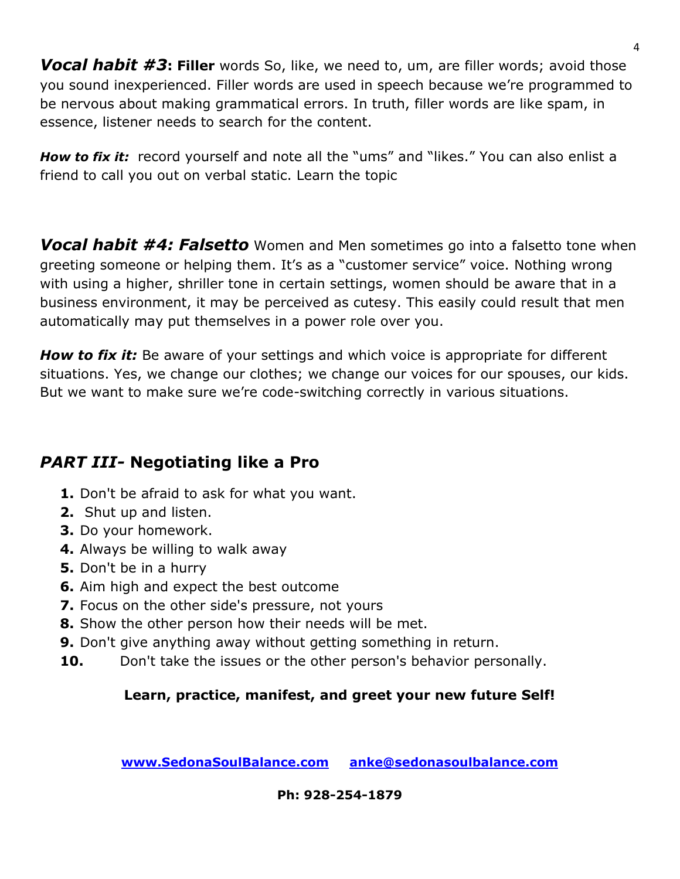***Vocal habit #3*: Filler** words So, like, we need to, um, are filler words; avoid those you sound inexperienced. Filler words are used in speech because we're programmed to be nervous about making grammatical errors. In truth, filler words are like spam, in essence, listener needs to search for the content.

***How to fix it:*** record yourself and note all the "ums" and "likes." You can also enlist a friend to call you out on verbal static. Learn the topic

***Vocal habit #4: Falsetto*** Women and Men sometimes go into a falsetto tone when greeting someone or helping them. It's as a "customer service" voice. Nothing wrong with using a higher, shriller tone in certain settings, women should be aware that in a business environment, it may be perceived as cutesy. This easily could result that men automatically may put themselves in a power role over you.

***How to fix it:*** Be aware of your settings and which voice is appropriate for different situations. Yes, we change our clothes; we change our voices for our spouses, our kids. But we want to make sure we're code-switching correctly in various situations.

## *PART III-* Negotiating like a Pro

1. Don't be afraid to ask for what you want.
2. Shut up and listen.
3. Do your homework.
4. Always be willing to walk away
5. Don't be in a hurry
6. Aim high and expect the best outcome
7. Focus on the other side's pressure, not yours
8. Show the other person how their needs will be met.
9. Don't give anything away without getting something in return.
10. Don't take the issues or the other person's behavior personally.

**Learn, practice, manifest, and greet your new future Self!**

**www.SedonaSoulBalance.com** **anke@sedonasoulbalance.com**

**Ph: 928-254-1879**